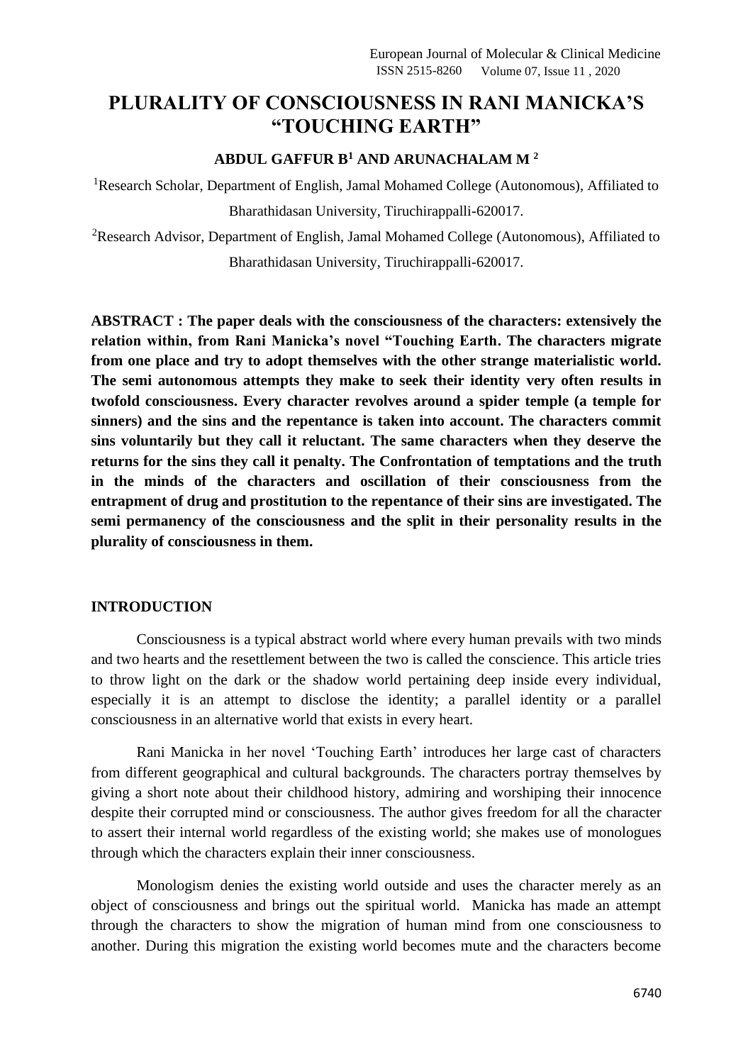# PLURALITY OF CONSCIOUSNESS IN RANI MANICKA'S "TOUCHING EARTH"

**ABDUL GAFFUR B[1] AND ARUNACHALAM M [2]**

[1]Research Scholar, Department of English, Jamal Mohamed College (Autonomous), Affiliated to Bharathidasan University, Tiruchirappalli-620017.

[2]Research Advisor, Department of English, Jamal Mohamed College (Autonomous), Affiliated to Bharathidasan University, Tiruchirappalli-620017.

**ABSTRACT : The paper deals with the consciousness of the characters: extensively the relation within, from Rani Manicka's novel "Touching Earth. The characters migrate from one place and try to adopt themselves with the other strange materialistic world. The semi autonomous attempts they make to seek their identity very often results in twofold consciousness. Every character revolves around a spider temple (a temple for sinners) and the sins and the repentance is taken into account. The characters commit sins voluntarily but they call it reluctant. The same characters when they deserve the returns for the sins they call it penalty. The Confrontation of temptations and the truth in the minds of the characters and oscillation of their consciousness from the entrapment of drug and prostitution to the repentance of their sins are investigated. The semi permanency of the consciousness and the split in their personality results in the plurality of consciousness in them.**

## INTRODUCTION

Consciousness is a typical abstract world where every human prevails with two minds and two hearts and the resettlement between the two is called the conscience. This article tries to throw light on the dark or the shadow world pertaining deep inside every individual, especially it is an attempt to disclose the identity; a parallel identity or a parallel consciousness in an alternative world that exists in every heart.

Rani Manicka in her novel 'Touching Earth' introduces her large cast of characters from different geographical and cultural backgrounds. The characters portray themselves by giving a short note about their childhood history, admiring and worshiping their innocence despite their corrupted mind or consciousness. The author gives freedom for all the character to assert their internal world regardless of the existing world; she makes use of monologues through which the characters explain their inner consciousness.

Monologism denies the existing world outside and uses the character merely as an object of consciousness and brings out the spiritual world. Manicka has made an attempt through the characters to show the migration of human mind from one consciousness to another. During this migration the existing world becomes mute and the characters become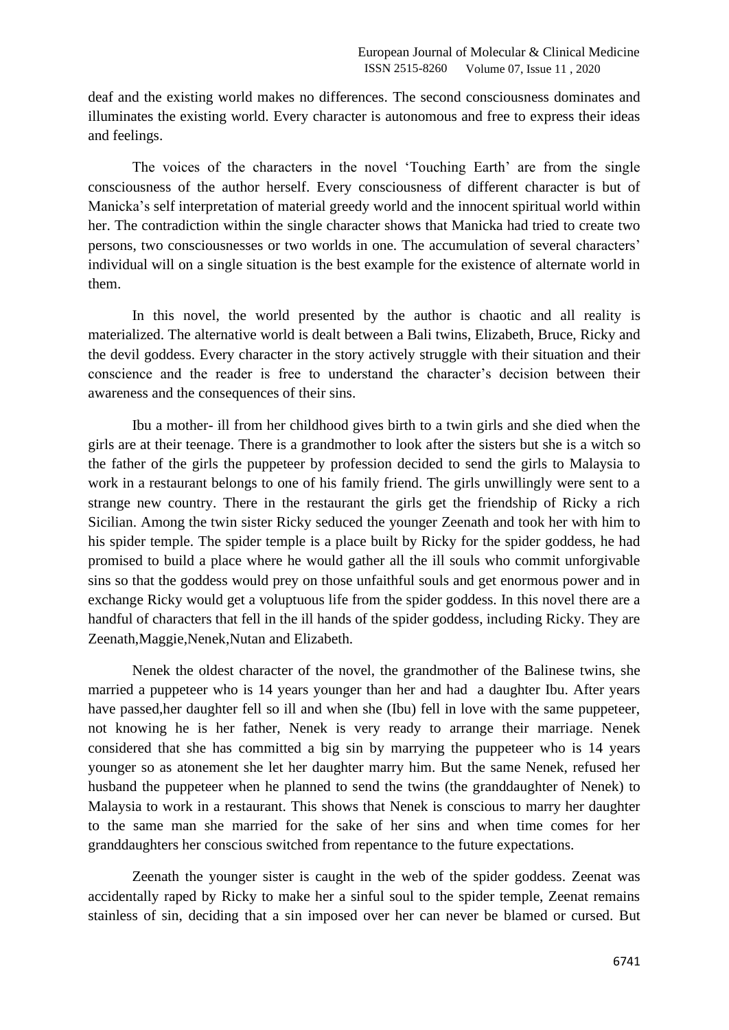deaf and the existing world makes no differences. The second consciousness dominates and illuminates the existing world. Every character is autonomous and free to express their ideas and feelings.

The voices of the characters in the novel 'Touching Earth' are from the single consciousness of the author herself. Every consciousness of different character is but of Manicka's self interpretation of material greedy world and the innocent spiritual world within her. The contradiction within the single character shows that Manicka had tried to create two persons, two consciousnesses or two worlds in one. The accumulation of several characters' individual will on a single situation is the best example for the existence of alternate world in them.

In this novel, the world presented by the author is chaotic and all reality is materialized. The alternative world is dealt between a Bali twins, Elizabeth, Bruce, Ricky and the devil goddess. Every character in the story actively struggle with their situation and their conscience and the reader is free to understand the character's decision between their awareness and the consequences of their sins.

Ibu a mother- ill from her childhood gives birth to a twin girls and she died when the girls are at their teenage. There is a grandmother to look after the sisters but she is a witch so the father of the girls the puppeteer by profession decided to send the girls to Malaysia to work in a restaurant belongs to one of his family friend. The girls unwillingly were sent to a strange new country. There in the restaurant the girls get the friendship of Ricky a rich Sicilian. Among the twin sister Ricky seduced the younger Zeenath and took her with him to his spider temple. The spider temple is a place built by Ricky for the spider goddess, he had promised to build a place where he would gather all the ill souls who commit unforgivable sins so that the goddess would prey on those unfaithful souls and get enormous power and in exchange Ricky would get a voluptuous life from the spider goddess. In this novel there are a handful of characters that fell in the ill hands of the spider goddess, including Ricky. They are Zeenath,Maggie,Nenek,Nutan and Elizabeth.

Nenek the oldest character of the novel, the grandmother of the Balinese twins, she married a puppeteer who is 14 years younger than her and had a daughter Ibu. After years have passed,her daughter fell so ill and when she (Ibu) fell in love with the same puppeteer, not knowing he is her father, Nenek is very ready to arrange their marriage. Nenek considered that she has committed a big sin by marrying the puppeteer who is 14 years younger so as atonement she let her daughter marry him. But the same Nenek, refused her husband the puppeteer when he planned to send the twins (the granddaughter of Nenek) to Malaysia to work in a restaurant. This shows that Nenek is conscious to marry her daughter to the same man she married for the sake of her sins and when time comes for her granddaughters her conscious switched from repentance to the future expectations.

Zeenath the younger sister is caught in the web of the spider goddess. Zeenat was accidentally raped by Ricky to make her a sinful soul to the spider temple, Zeenat remains stainless of sin, deciding that a sin imposed over her can never be blamed or cursed. But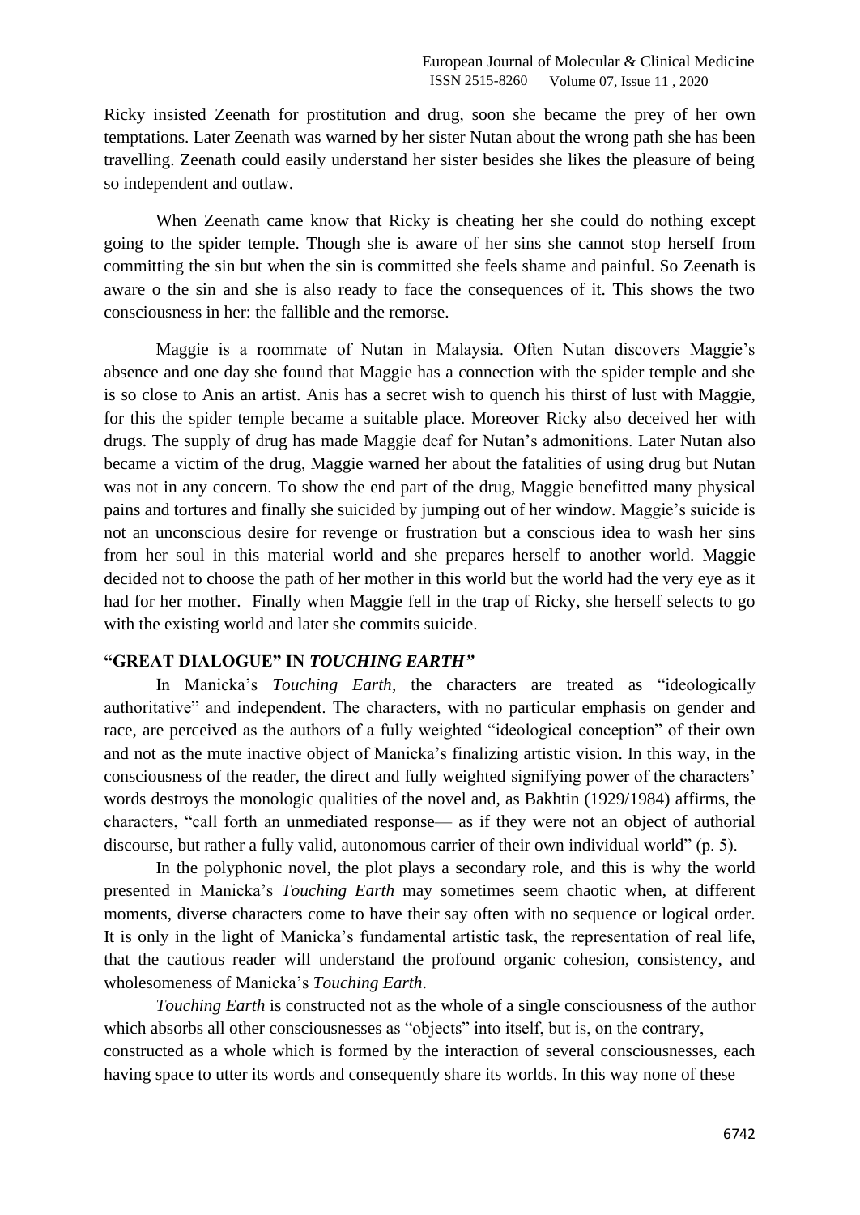Ricky insisted Zeenath for prostitution and drug, soon she became the prey of her own temptations. Later Zeenath was warned by her sister Nutan about the wrong path she has been travelling. Zeenath could easily understand her sister besides she likes the pleasure of being so independent and outlaw.

When Zeenath came know that Ricky is cheating her she could do nothing except going to the spider temple. Though she is aware of her sins she cannot stop herself from committing the sin but when the sin is committed she feels shame and painful. So Zeenath is aware o the sin and she is also ready to face the consequences of it. This shows the two consciousness in her: the fallible and the remorse.

Maggie is a roommate of Nutan in Malaysia. Often Nutan discovers Maggie's absence and one day she found that Maggie has a connection with the spider temple and she is so close to Anis an artist. Anis has a secret wish to quench his thirst of lust with Maggie, for this the spider temple became a suitable place. Moreover Ricky also deceived her with drugs. The supply of drug has made Maggie deaf for Nutan's admonitions. Later Nutan also became a victim of the drug, Maggie warned her about the fatalities of using drug but Nutan was not in any concern. To show the end part of the drug, Maggie benefitted many physical pains and tortures and finally she suicided by jumping out of her window. Maggie's suicide is not an unconscious desire for revenge or frustration but a conscious idea to wash her sins from her soul in this material world and she prepares herself to another world. Maggie decided not to choose the path of her mother in this world but the world had the very eye as it had for her mother. Finally when Maggie fell in the trap of Ricky, she herself selects to go with the existing world and later she commits suicide.

## "GREAT DIALOGUE" IN *TOUCHING EARTH"*

In Manicka's *Touching Earth*, the characters are treated as "ideologically authoritative" and independent. The characters, with no particular emphasis on gender and race, are perceived as the authors of a fully weighted "ideological conception" of their own and not as the mute inactive object of Manicka's finalizing artistic vision. In this way, in the consciousness of the reader, the direct and fully weighted signifying power of the characters' words destroys the monologic qualities of the novel and, as Bakhtin (1929/1984) affirms, the characters, "call forth an unmediated response— as if they were not an object of authorial discourse, but rather a fully valid, autonomous carrier of their own individual world" (p. 5).

In the polyphonic novel, the plot plays a secondary role, and this is why the world presented in Manicka's *Touching Earth* may sometimes seem chaotic when, at different moments, diverse characters come to have their say often with no sequence or logical order. It is only in the light of Manicka's fundamental artistic task, the representation of real life, that the cautious reader will understand the profound organic cohesion, consistency, and wholesomeness of Manicka's *Touching Earth*.

*Touching Earth* is constructed not as the whole of a single consciousness of the author which absorbs all other consciousnesses as "objects" into itself, but is, on the contrary, constructed as a whole which is formed by the interaction of several consciousnesses, each having space to utter its words and consequently share its worlds. In this way none of these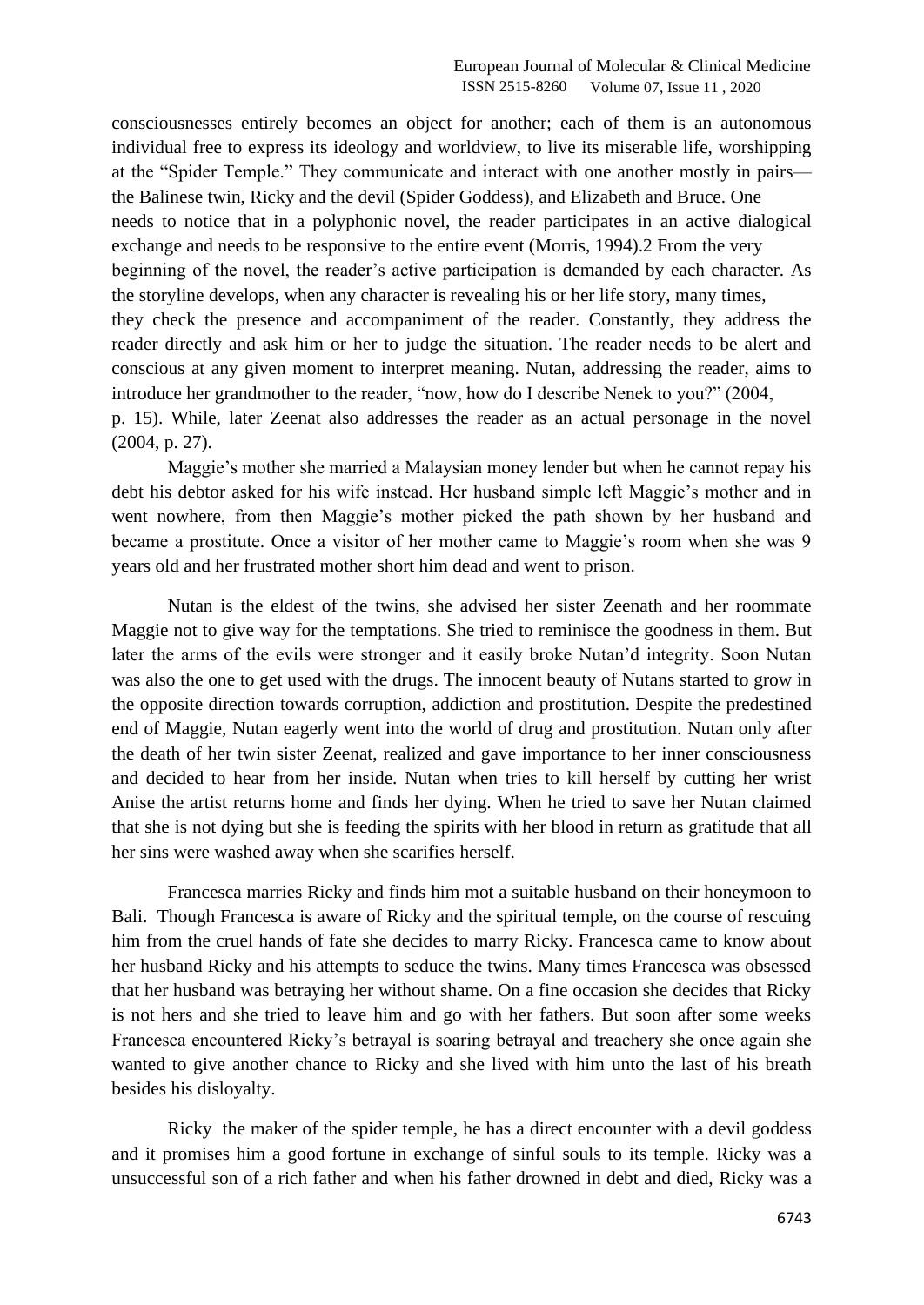consciousnesses entirely becomes an object for another; each of them is an autonomous individual free to express its ideology and worldview, to live its miserable life, worshipping at the "Spider Temple." They communicate and interact with one another mostly in pairs—the Balinese twin, Ricky and the devil (Spider Goddess), and Elizabeth and Bruce. One needs to notice that in a polyphonic novel, the reader participates in an active dialogical exchange and needs to be responsive to the entire event (Morris, 1994).2 From the very beginning of the novel, the reader's active participation is demanded by each character. As the storyline develops, when any character is revealing his or her life story, many times, they check the presence and accompaniment of the reader. Constantly, they address the reader directly and ask him or her to judge the situation. The reader needs to be alert and conscious at any given moment to interpret meaning. Nutan, addressing the reader, aims to introduce her grandmother to the reader, "now, how do I describe Nenek to you?" (2004, p. 15). While, later Zeenat also addresses the reader as an actual personage in the novel (2004, p. 27).

Maggie's mother she married a Malaysian money lender but when he cannot repay his debt his debtor asked for his wife instead. Her husband simple left Maggie's mother and in went nowhere, from then Maggie's mother picked the path shown by her husband and became a prostitute. Once a visitor of her mother came to Maggie's room when she was 9 years old and her frustrated mother short him dead and went to prison.

Nutan is the eldest of the twins, she advised her sister Zeenath and her roommate Maggie not to give way for the temptations. She tried to reminisce the goodness in them. But later the arms of the evils were stronger and it easily broke Nutan'd integrity. Soon Nutan was also the one to get used with the drugs. The innocent beauty of Nutans started to grow in the opposite direction towards corruption, addiction and prostitution. Despite the predestined end of Maggie, Nutan eagerly went into the world of drug and prostitution. Nutan only after the death of her twin sister Zeenat, realized and gave importance to her inner consciousness and decided to hear from her inside. Nutan when tries to kill herself by cutting her wrist Anise the artist returns home and finds her dying. When he tried to save her Nutan claimed that she is not dying but she is feeding the spirits with her blood in return as gratitude that all her sins were washed away when she scarifies herself.

Francesca marries Ricky and finds him mot a suitable husband on their honeymoon to Bali. Though Francesca is aware of Ricky and the spiritual temple, on the course of rescuing him from the cruel hands of fate she decides to marry Ricky. Francesca came to know about her husband Ricky and his attempts to seduce the twins. Many times Francesca was obsessed that her husband was betraying her without shame. On a fine occasion she decides that Ricky is not hers and she tried to leave him and go with her fathers. But soon after some weeks Francesca encountered Ricky's betrayal is soaring betrayal and treachery she once again she wanted to give another chance to Ricky and she lived with him unto the last of his breath besides his disloyalty.

Ricky the maker of the spider temple, he has a direct encounter with a devil goddess and it promises him a good fortune in exchange of sinful souls to its temple. Ricky was a unsuccessful son of a rich father and when his father drowned in debt and died, Ricky was a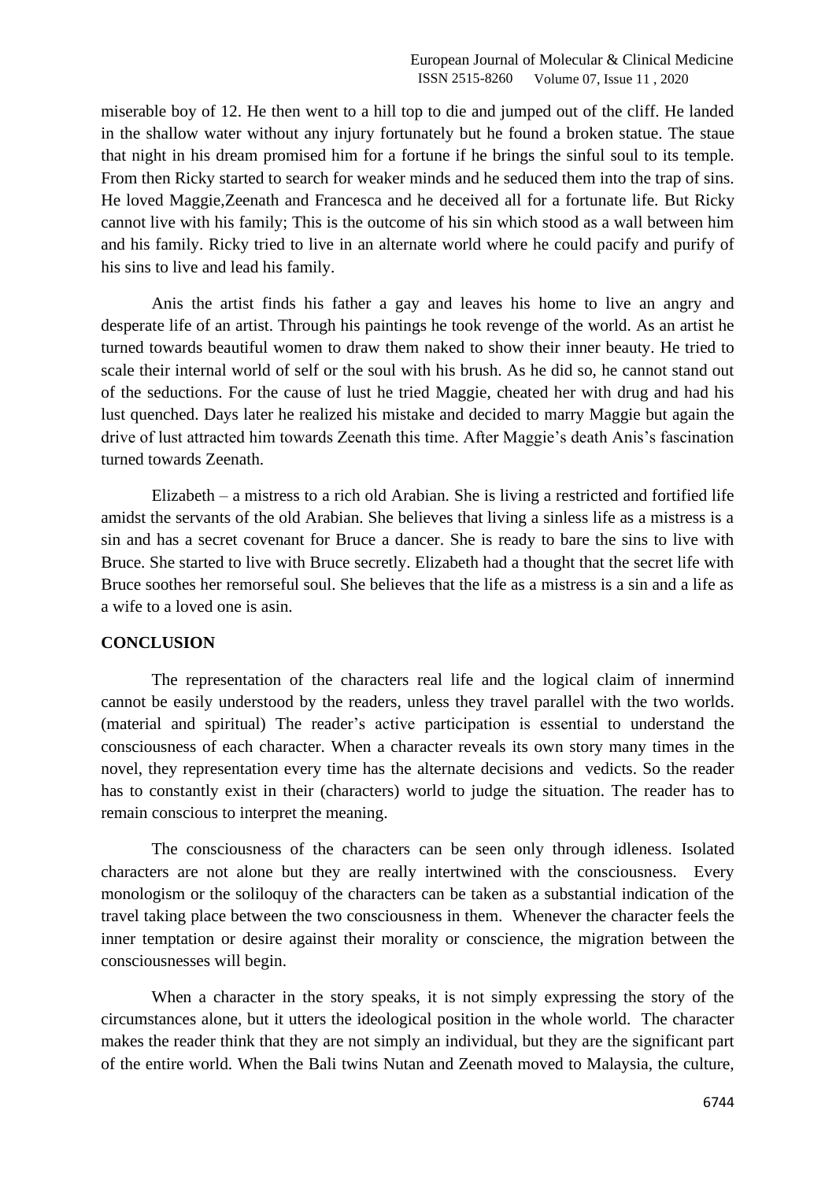miserable boy of 12. He then went to a hill top to die and jumped out of the cliff. He landed in the shallow water without any injury fortunately but he found a broken statue. The staue that night in his dream promised him for a fortune if he brings the sinful soul to its temple. From then Ricky started to search for weaker minds and he seduced them into the trap of sins. He loved Maggie,Zeenath and Francesca and he deceived all for a fortunate life. But Ricky cannot live with his family; This is the outcome of his sin which stood as a wall between him and his family. Ricky tried to live in an alternate world where he could pacify and purify of his sins to live and lead his family.

Anis the artist finds his father a gay and leaves his home to live an angry and desperate life of an artist. Through his paintings he took revenge of the world. As an artist he turned towards beautiful women to draw them naked to show their inner beauty. He tried to scale their internal world of self or the soul with his brush. As he did so, he cannot stand out of the seductions. For the cause of lust he tried Maggie, cheated her with drug and had his lust quenched. Days later he realized his mistake and decided to marry Maggie but again the drive of lust attracted him towards Zeenath this time. After Maggie's death Anis's fascination turned towards Zeenath.

Elizabeth – a mistress to a rich old Arabian. She is living a restricted and fortified life amidst the servants of the old Arabian. She believes that living a sinless life as a mistress is a sin and has a secret covenant for Bruce a dancer. She is ready to bare the sins to live with Bruce. She started to live with Bruce secretly. Elizabeth had a thought that the secret life with Bruce soothes her remorseful soul. She believes that the life as a mistress is a sin and a life as a wife to a loved one is asin.

## CONCLUSION

The representation of the characters real life and the logical claim of innermind cannot be easily understood by the readers, unless they travel parallel with the two worlds. (material and spiritual) The reader's active participation is essential to understand the consciousness of each character. When a character reveals its own story many times in the novel, they representation every time has the alternate decisions and vedicts. So the reader has to constantly exist in their (characters) world to judge the situation. The reader has to remain conscious to interpret the meaning.

The consciousness of the characters can be seen only through idleness. Isolated characters are not alone but they are really intertwined with the consciousness. Every monologism or the soliloquy of the characters can be taken as a substantial indication of the travel taking place between the two consciousness in them. Whenever the character feels the inner temptation or desire against their morality or conscience, the migration between the consciousnesses will begin.

When a character in the story speaks, it is not simply expressing the story of the circumstances alone, but it utters the ideological position in the whole world. The character makes the reader think that they are not simply an individual, but they are the significant part of the entire world. When the Bali twins Nutan and Zeenath moved to Malaysia, the culture,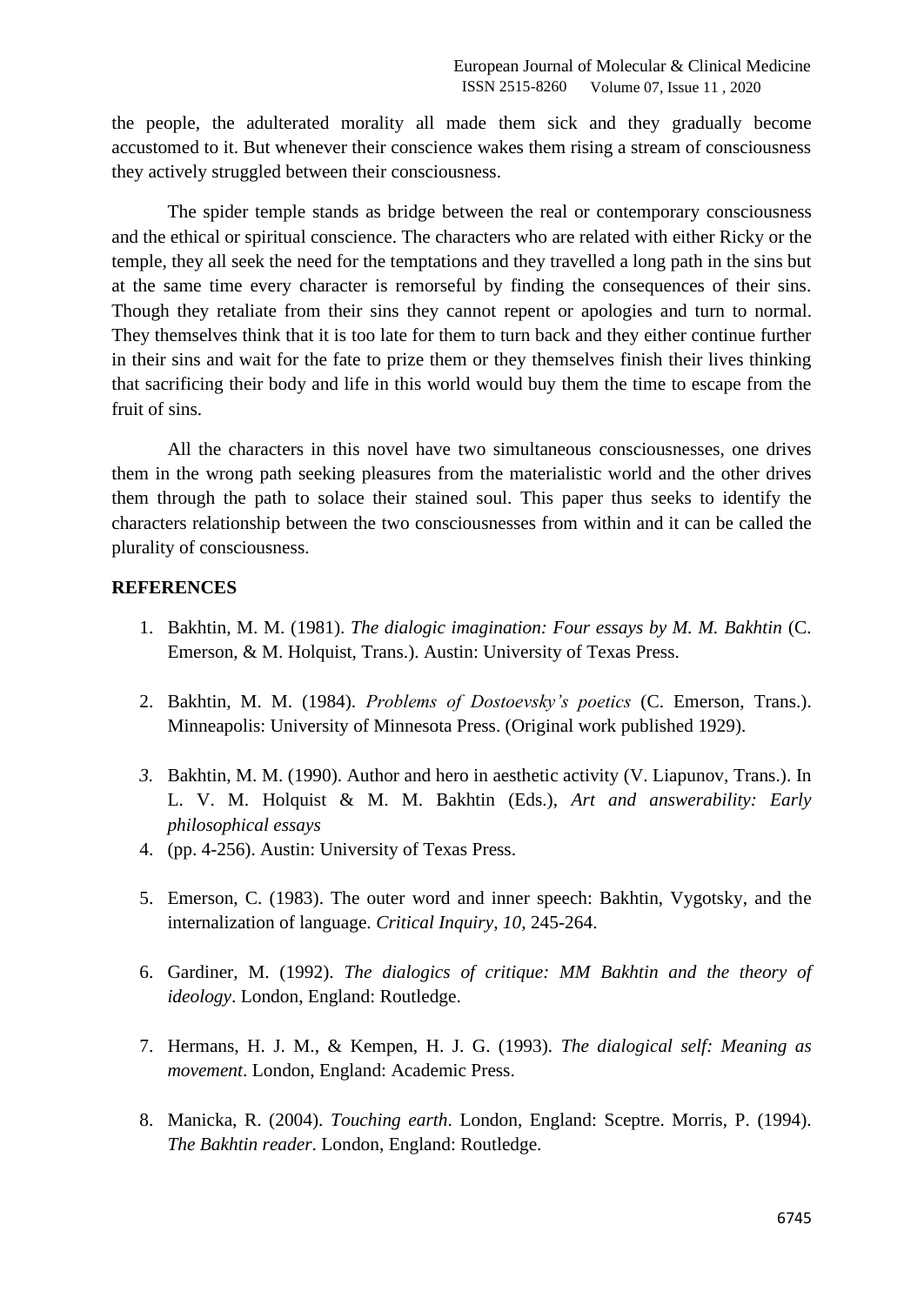the people, the adulterated morality all made them sick and they gradually become accustomed to it. But whenever their conscience wakes them rising a stream of consciousness they actively struggled between their consciousness.

The spider temple stands as bridge between the real or contemporary consciousness and the ethical or spiritual conscience. The characters who are related with either Ricky or the temple, they all seek the need for the temptations and they travelled a long path in the sins but at the same time every character is remorseful by finding the consequences of their sins. Though they retaliate from their sins they cannot repent or apologies and turn to normal. They themselves think that it is too late for them to turn back and they either continue further in their sins and wait for the fate to prize them or they themselves finish their lives thinking that sacrificing their body and life in this world would buy them the time to escape from the fruit of sins.

All the characters in this novel have two simultaneous consciousnesses, one drives them in the wrong path seeking pleasures from the materialistic world and the other drives them through the path to solace their stained soul. This paper thus seeks to identify the characters relationship between the two consciousnesses from within and it can be called the plurality of consciousness.

**REFERENCES**

1. Bakhtin, M. M. (1981). *The dialogic imagination: Four essays by M. M. Bakhtin* (C. Emerson, & M. Holquist, Trans.). Austin: University of Texas Press.

2. Bakhtin, M. M. (1984). *Problems of Dostoevsky's poetics* (C. Emerson, Trans.). Minneapolis: University of Minnesota Press. (Original work published 1929).

3. Bakhtin, M. M. (1990). Author and hero in aesthetic activity (V. Liapunov, Trans.). In L. V. M. Holquist & M. M. Bakhtin (Eds.), *Art and answerability: Early philosophical essays*
4. (pp. 4-256). Austin: University of Texas Press.

5. Emerson, C. (1983). The outer word and inner speech: Bakhtin, Vygotsky, and the internalization of language. *Critical Inquiry*, *10*, 245-264.

6. Gardiner, M. (1992). *The dialogics of critique: MM Bakhtin and the theory of ideology*. London, England: Routledge.

7. Hermans, H. J. M., & Kempen, H. J. G. (1993). *The dialogical self: Meaning as movement*. London, England: Academic Press.

8. Manicka, R. (2004). *Touching earth*. London, England: Sceptre. Morris, P. (1994). *The Bakhtin reader*. London, England: Routledge.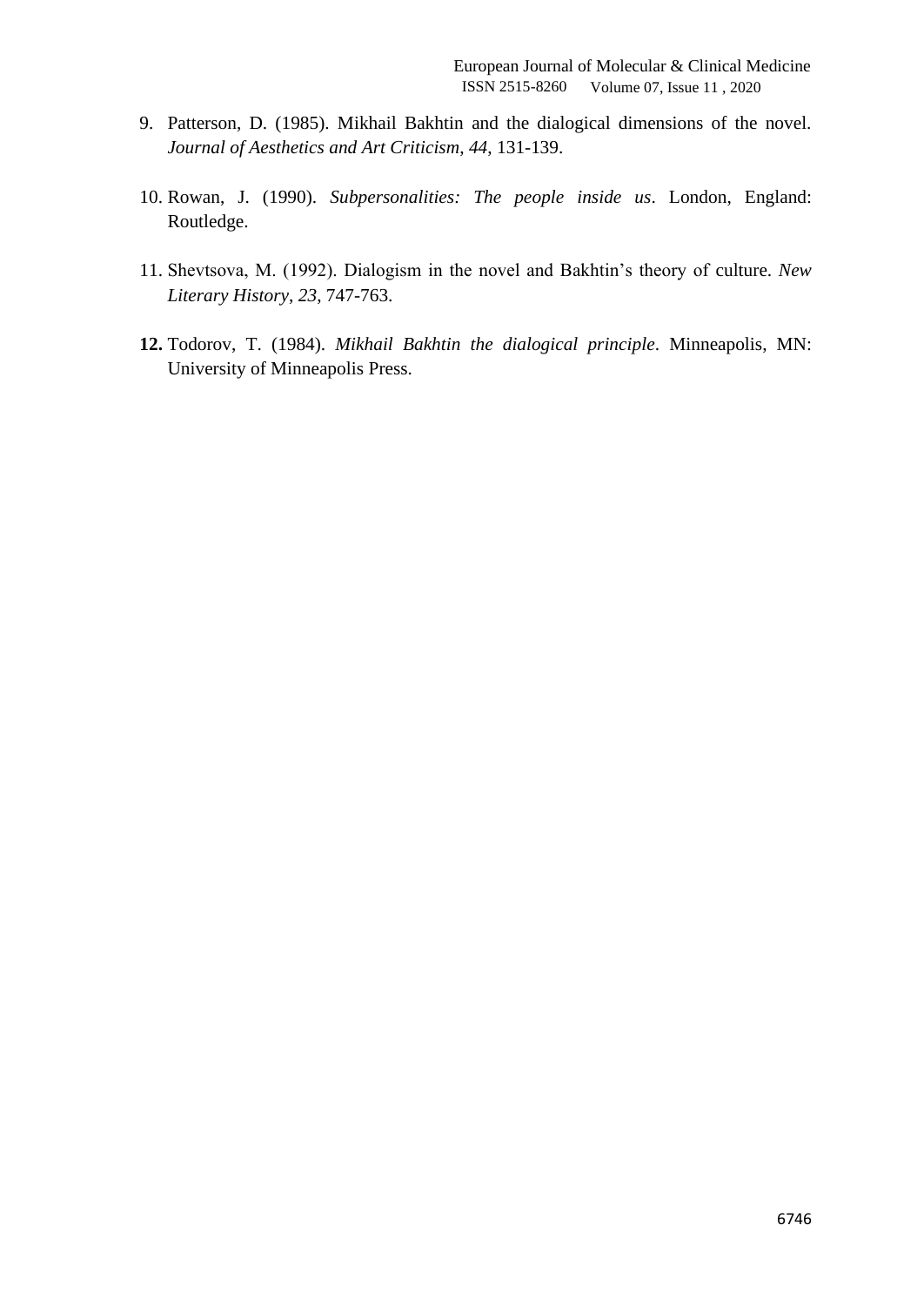9. Patterson, D. (1985). Mikhail Bakhtin and the dialogical dimensions of the novel. *Journal of Aesthetics and Art Criticism*, *44*, 131-139.

10. Rowan, J. (1990). *Subpersonalities: The people inside us*. London, England: Routledge.

11. Shevtsova, M. (1992). Dialogism in the novel and Bakhtin's theory of culture. *New Literary History*, *23*, 747-763.

12. Todorov, T. (1984). *Mikhail Bakhtin the dialogical principle*. Minneapolis, MN: University of Minneapolis Press.